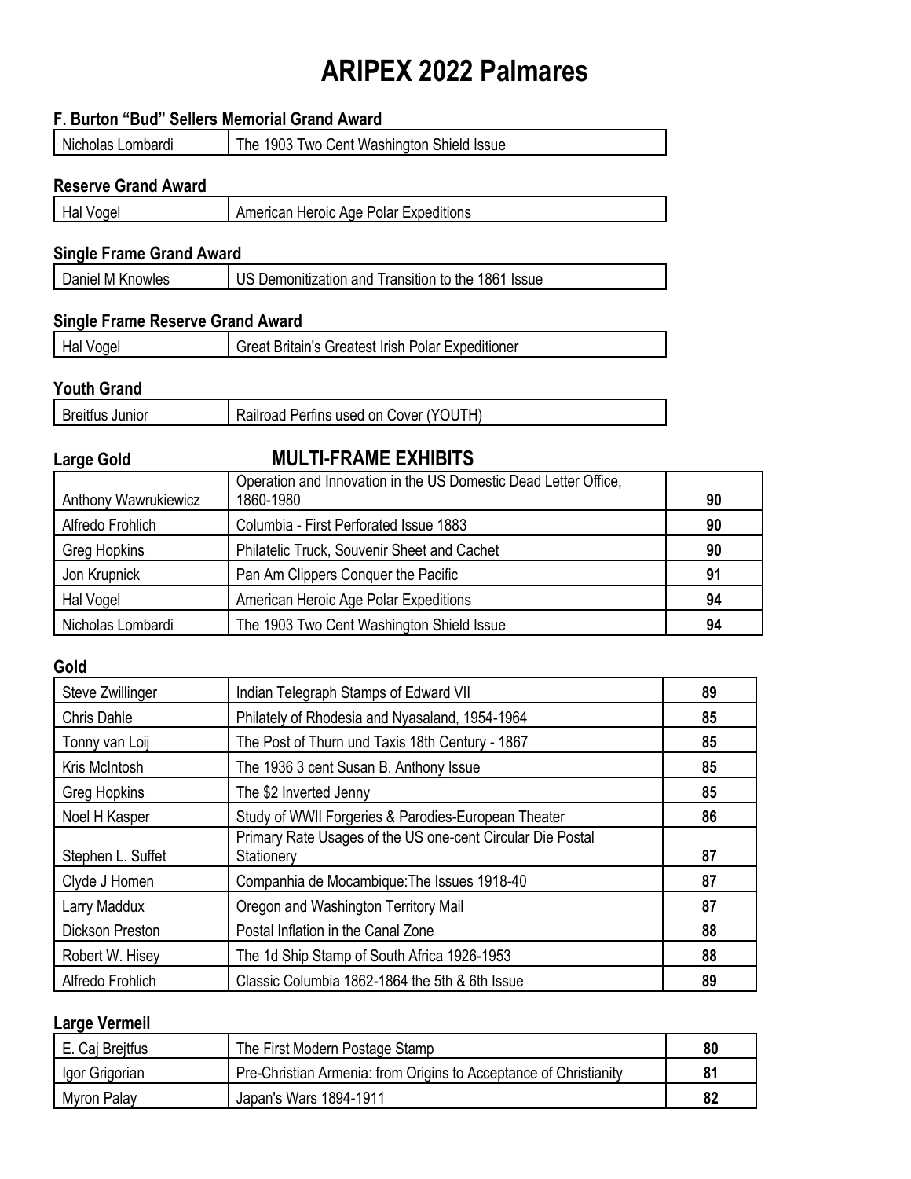# ARIPEX 2022 Palmares

### F. Burton "Bud" Sellers Memorial Grand Award

| Nicholas Lombardi | The 1903 Two Cent Washington Shield Issue |
|---|---|

### Reserve Grand Award

| Hal Vogel | American Heroic Age Polar Expeditions |
|---|---|

### Single Frame Grand Award

| Daniel M Knowles | US Demonitization and Transition to the 1861 Issue |
|---|---|

### Single Frame Reserve Grand Award

| Hal Vogel | Great Britain's Greatest Irish Polar Expeditioner |
|---|---|

### Youth Grand

| Breitfus Junior | Railroad Perfins used on Cover (YOUTH) |
|---|---|

## MULTI-FRAME EXHIBITS

### Large Gold

| | | |
|---|---|---|
| Anthony Wawrukiewicz | Operation and Innovation in the US Domestic Dead Letter Office, 1860-1980 | 90 |
| Alfredo Frohlich | Columbia - First Perforated Issue 1883 | 90 |
| Greg Hopkins | Philatelic Truck, Souvenir Sheet and Cachet | 90 |
| Jon Krupnick | Pan Am Clippers Conquer the Pacific | 91 |
| Hal Vogel | American Heroic Age Polar Expeditions | 94 |
| Nicholas Lombardi | The 1903 Two Cent Washington Shield Issue | 94 |

### Gold

| | | |
|---|---|---|
| Steve Zwillinger | Indian Telegraph Stamps of Edward VII | 89 |
| Chris Dahle | Philately of Rhodesia and Nyasaland, 1954-1964 | 85 |
| Tonny van Loij | The Post of Thurn und Taxis 18th Century - 1867 | 85 |
| Kris McIntosh | The 1936 3 cent Susan B. Anthony Issue | 85 |
| Greg Hopkins | The $2 Inverted Jenny | 85 |
| Noel H Kasper | Study of WWII Forgeries & Parodies-European Theater | 86 |
| Stephen L. Suffet | Primary Rate Usages of the US one-cent Circular Die Postal Stationery | 87 |
| Clyde J Homen | Companhia de Mocambique:The Issues 1918-40 | 87 |
| Larry Maddux | Oregon and Washington Territory Mail | 87 |
| Dickson Preston | Postal Inflation in the Canal Zone | 88 |
| Robert W. Hisey | The 1d Ship Stamp of South Africa 1926-1953 | 88 |
| Alfredo Frohlich | Classic Columbia 1862-1864 the 5th & 6th Issue | 89 |

### Large Vermeil

| | | |
|---|---|---|
| E. Caj Brejtfus | The First Modern Postage Stamp | 80 |
| Igor Grigorian | Pre-Christian Armenia: from Origins to Acceptance of Christianity | 81 |
| Myron Palay | Japan's Wars 1894-1911 | 82 |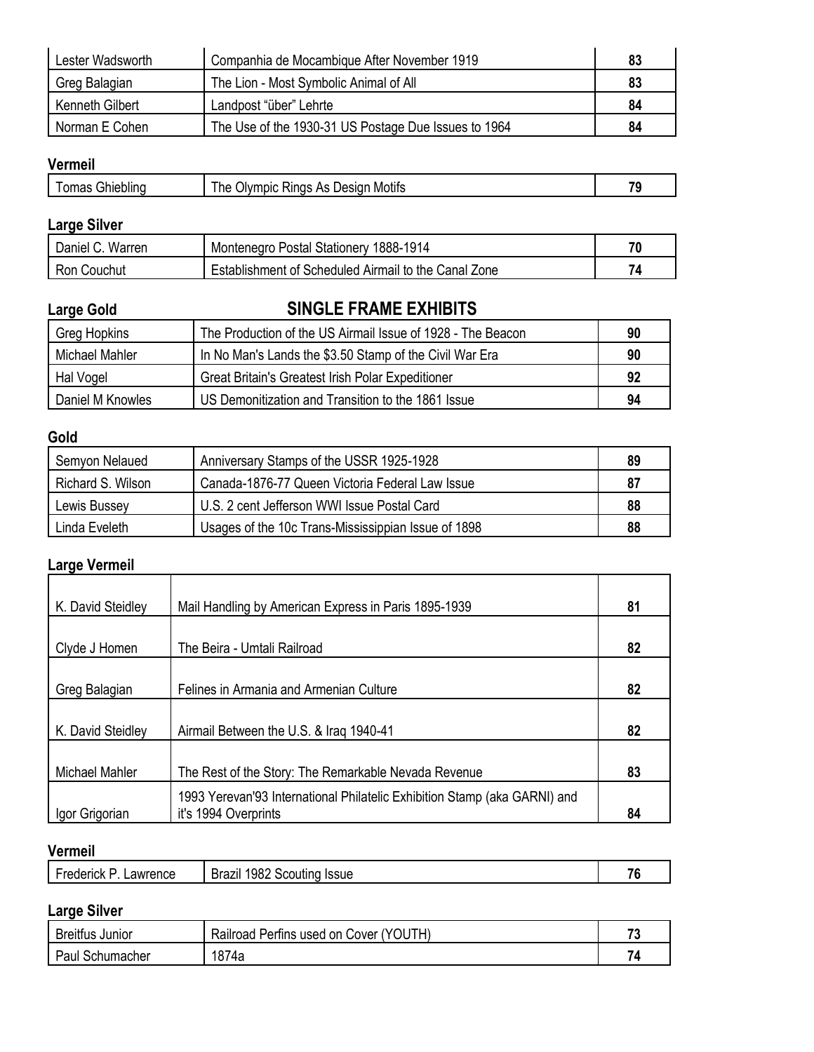| | | |
|---|---|---|
| Lester Wadsworth | Companhia de Mocambique After November 1919 | 83 |
| Greg Balagian | The Lion - Most Symbolic Animal of All | 83 |
| Kenneth Gilbert | Landpost “über” Lehrte | 84 |
| Norman E Cohen | The Use of the 1930-31 US Postage Due Issues to 1964 | 84 |

**Vermeil**

| | | |
|---|---|---|
| Tomas Ghiebling | The Olympic Rings As Design Motifs | 79 |

**Large Silver**

| | | |
|---|---|---|
| Daniel C. Warren | Montenegro Postal Stationery 1888-1914 | 70 |
| Ron Couchut | Establishment of Scheduled Airmail to the Canal Zone | 74 |

## SINGLE FRAME EXHIBITS

**Large Gold**

| | | |
|---|---|---|
| Greg Hopkins | The Production of the US Airmail Issue of 1928 - The Beacon | 90 |
| Michael Mahler | In No Man's Lands the $3.50 Stamp of the Civil War Era | 90 |
| Hal Vogel | Great Britain's Greatest Irish Polar Expeditioner | 92 |
| Daniel M Knowles | US Demonitization and Transition to the 1861 Issue | 94 |

**Gold**

| | | |
|---|---|---|
| Semyon Nelaued | Anniversary Stamps of the USSR 1925-1928 | 89 |
| Richard S. Wilson | Canada-1876-77 Queen Victoria Federal Law Issue | 87 |
| Lewis Bussey | U.S. 2 cent Jefferson WWI Issue Postal Card | 88 |
| Linda Eveleth | Usages of the 10c Trans-Mississippian Issue of 1898 | 88 |

**Large Vermeil**

| | | |
|---|---|---|
| K. David Steidley | Mail Handling by American Express in Paris 1895-1939 | 81 |
| Clyde J Homen | The Beira - Umtali Railroad | 82 |
| Greg Balagian | Felines in Armania and Armenian Culture | 82 |
| K. David Steidley | Airmail Between the U.S. & Iraq 1940-41 | 82 |
| Michael Mahler | The Rest of the Story: The Remarkable Nevada Revenue | 83 |
| Igor Grigorian | 1993 Yerevan'93 International Philatelic Exhibition Stamp (aka GARNI) and it's 1994 Overprints | 84 |

**Vermeil**

| | | |
|---|---|---|
| Frederick P. Lawrence | Brazil 1982 Scouting Issue | 76 |

**Large Silver**

| | | |
|---|---|---|
| Breitfus Junior | Railroad Perfins used on Cover (YOUTH) | 73 |
| Paul Schumacher | 1874a | 74 |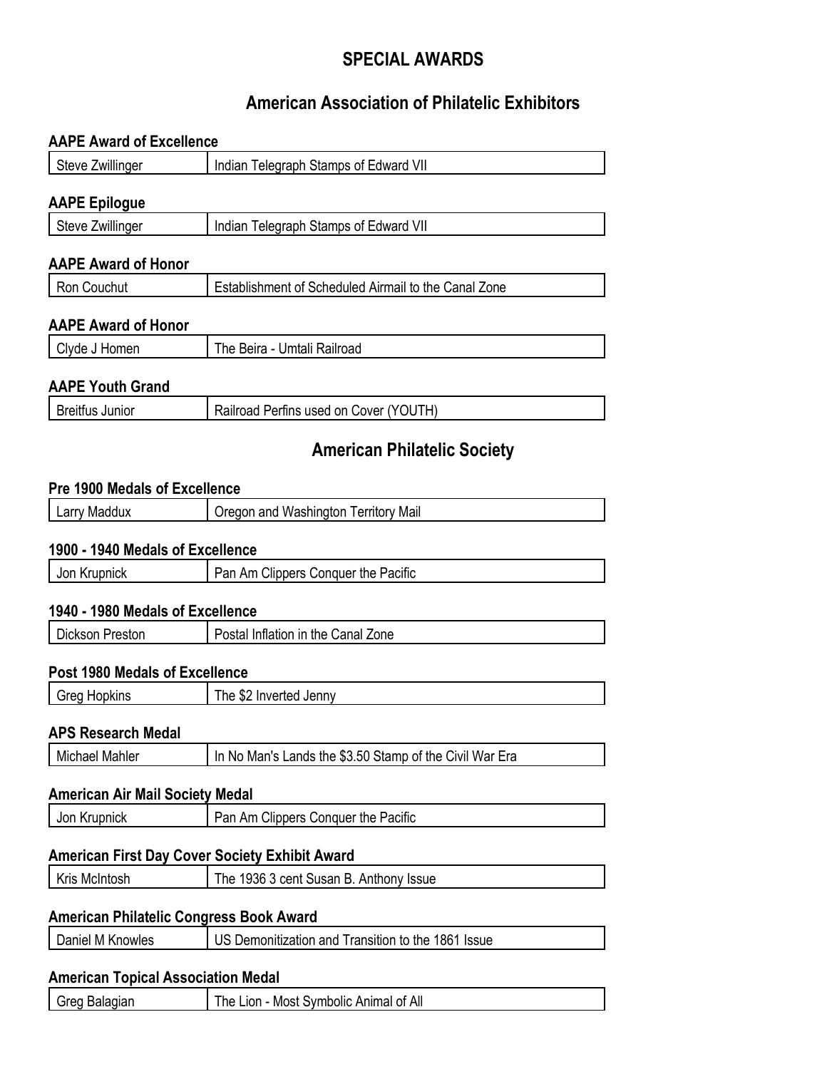# SPECIAL AWARDS

## American Association of Philatelic Exhibitors

### AAPE Award of Excellence

| Steve Zwillinger | Indian Telegraph Stamps of Edward VII |
|---|---|

### AAPE Epilogue

| Steve Zwillinger | Indian Telegraph Stamps of Edward VII |
|---|---|

### AAPE Award of Honor

| Ron Couchut | Establishment of Scheduled Airmail to the Canal Zone |
|---|---|

### AAPE Award of Honor

| Clyde J Homen | The Beira - Umtali Railroad |
|---|---|

### AAPE Youth Grand

| Breitfus Junior | Railroad Perfins used on Cover (YOUTH) |
|---|---|

## American Philatelic Society

### Pre 1900 Medals of Excellence

| Larry Maddux | Oregon and Washington Territory Mail |
|---|---|

### 1900 - 1940 Medals of Excellence

| Jon Krupnick | Pan Am Clippers Conquer the Pacific |
|---|---|

### 1940 - 1980 Medals of Excellence

| Dickson Preston | Postal Inflation in the Canal Zone |
|---|---|

### Post 1980 Medals of Excellence

| Greg Hopkins | The $2 Inverted Jenny |
|---|---|

### APS Research Medal

| Michael Mahler | In No Man's Lands the $3.50 Stamp of the Civil War Era |
|---|---|

### American Air Mail Society Medal

| Jon Krupnick | Pan Am Clippers Conquer the Pacific |
|---|---|

### American First Day Cover Society Exhibit Award

| Kris McIntosh | The 1936 3 cent Susan B. Anthony Issue |
|---|---|

### American Philatelic Congress Book Award

| Daniel M Knowles | US Demonitization and Transition to the 1861 Issue |
|---|---|

### American Topical Association Medal

| Greg Balagian | The Lion - Most Symbolic Animal of All |
|---|---|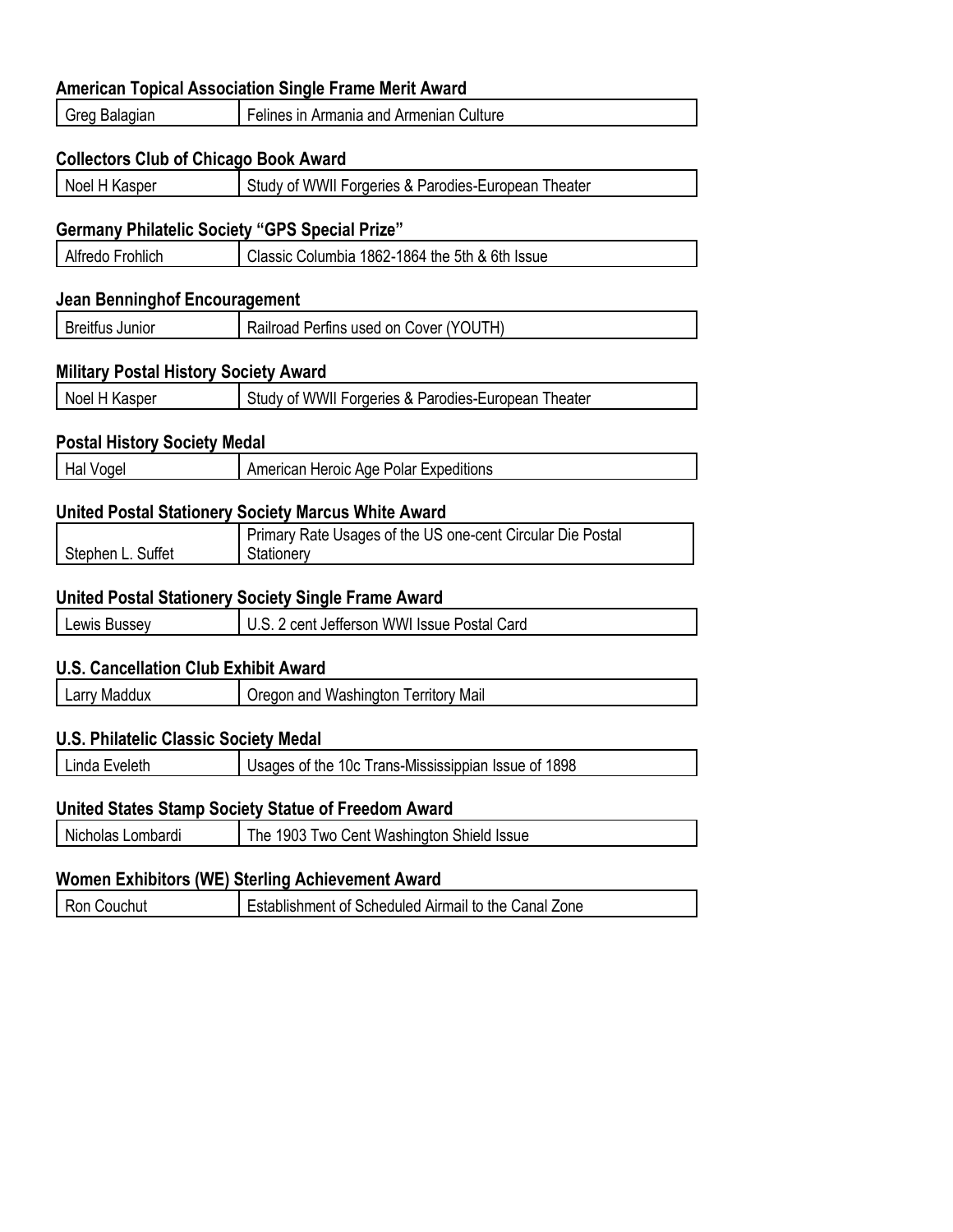### American Topical Association Single Frame Merit Award

| | |
|---|---|
| Greg Balagian | Felines in Armania and Armenian Culture |

### Collectors Club of Chicago Book Award

| | |
|---|---|
| Noel H Kasper | Study of WWII Forgeries & Parodies-European Theater |

### Germany Philatelic Society "GPS Special Prize"

| | |
|---|---|
| Alfredo Frohlich | Classic Columbia 1862-1864 the 5th & 6th Issue |

### Jean Benninghof Encouragement

| | |
|---|---|
| Breitfus Junior | Railroad Perfins used on Cover (YOUTH) |

### Military Postal History Society Award

| | |
|---|---|
| Noel H Kasper | Study of WWII Forgeries & Parodies-European Theater |

### Postal History Society Medal

| | |
|---|---|
| Hal Vogel | American Heroic Age Polar Expeditions |

### United Postal Stationery Society Marcus White Award

| | |
|---|---|
| Stephen L. Suffet | Primary Rate Usages of the US one-cent Circular Die Postal Stationery |

### United Postal Stationery Society Single Frame Award

| | |
|---|---|
| Lewis Bussey | U.S. 2 cent Jefferson WWI Issue Postal Card |

### U.S. Cancellation Club Exhibit Award

| | |
|---|---|
| Larry Maddux | Oregon and Washington Territory Mail |

### U.S. Philatelic Classic Society Medal

| | |
|---|---|
| Linda Eveleth | Usages of the 10c Trans-Mississippian Issue of 1898 |

### United States Stamp Society Statue of Freedom Award

| | |
|---|---|
| Nicholas Lombardi | The 1903 Two Cent Washington Shield Issue |

### Women Exhibitors (WE) Sterling Achievement Award

| | |
|---|---|
| Ron Couchut | Establishment of Scheduled Airmail to the Canal Zone |